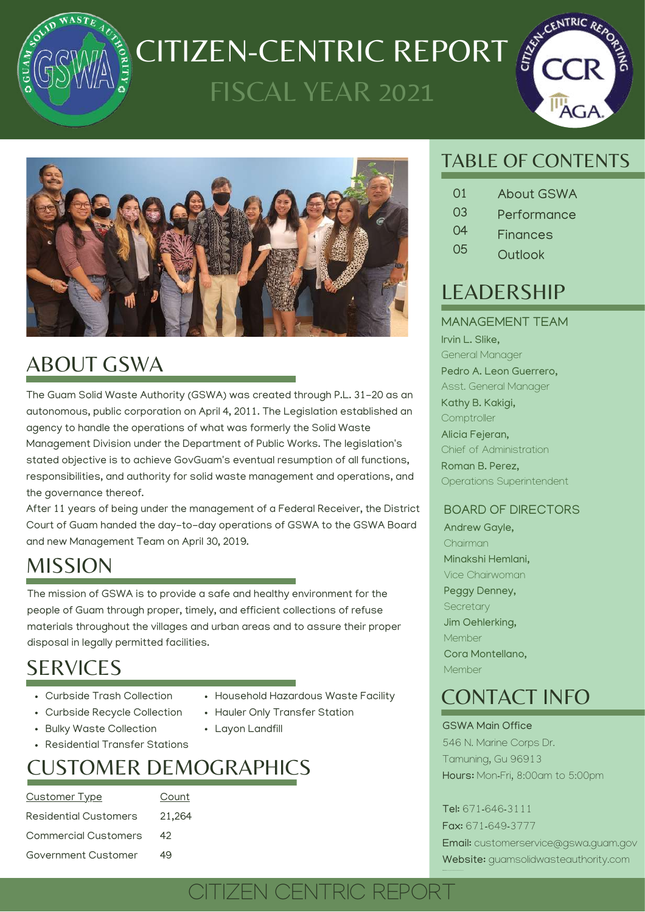# CITIZEN-CENTRIC REPORT

## FISCAL YEAR 2021

## ABOUT GSWA

The Guam Solid Waste Authority (GSWA) was created through P.L. 31-20 as an autonomous, public corporation on April 4, 2011. The Legislation established an agency to handle the operations of what was formerly the Solid Waste Management Division under the Department of Public Works. The legislation's stated objective is to achieve GovGuam's eventual resumption of all functions, responsibilities, and authority for solid waste management and operations, and the governance thereof.

After 11 years of being under the management of a Federal Receiver, the District Court of Guam handed the day-to-day operations of GSWA to the GSWA Board and new Management Team on April 30, 2019.

## MISSION

The mission of GSWA is to provide a safe and healthy environment for the people of Guam through proper, timely, and efficient collections of refuse materials throughout the villages and urban areas and to assure their proper disposal in legally permitted facilities.

## SERVICES

- Curbside Trash Collection
- Curbside Recycle Collection
- Bulky Waste Collection
- Residential Transfer Stations
- Household Hazardous Waste Facility
- Hauler Only Transfer Station
- Layon Landfill

## CUSTOMER DEMOGRAPHICS

| Customer Type | Count |
|---|---|
| Residential Customers | 21,264 |
| Commercial Customers | 42 |
| Government Customer | 49 |

## TABLE OF CONTENTS

| | |
|---|---|
| 01 | About GSWA |
| 03 | Performance |
| 04 | Finances |
| 05 | Outlook |

## LEADERSHIP

### MANAGEMENT TEAM

Irvin L. Slike,
General Manager

Pedro A. Leon Guerrero,
Asst. General Manager

Kathy B. Kakigi,
Comptroller

Alicia Fejeran,
Chief of Administration

Roman B. Perez,
Operations Superintendent

### BOARD OF DIRECTORS

Andrew Gayle,
Chairman

Minakshi Hemlani,
Vice Chairwoman

Peggy Denney,
Secretary

Jim Oehlerking,
Member

Cora Montellano,
Member

## CONTACT INFO

GSWA Main Office
546 N. Marine Corps Dr.
Tamuning, Gu 96913
**Hours:** Mon-Fri, 8:00am to 5:00pm

**Tel:** 671-646-3111
**Fax:** 671-649-3777
**Email:** customerservice@gswa.guam.gov
**Website:** guamsolidwasteauthority.com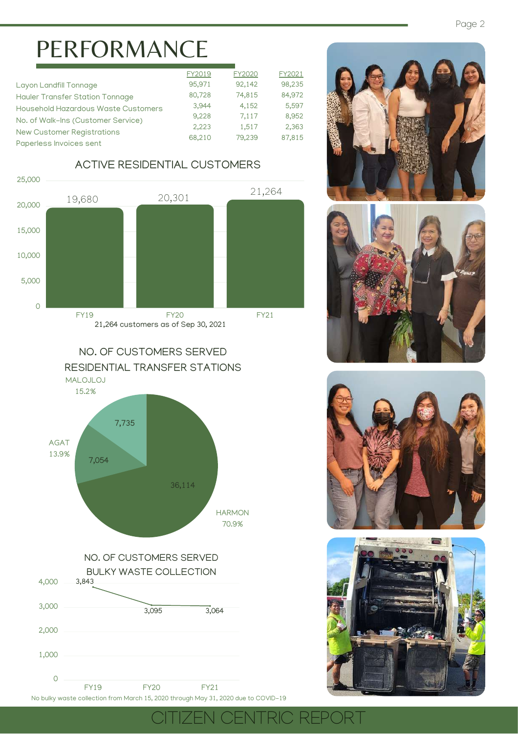# PERFORMANCE

| | FY2019 | FY2020 | FY2021 |
|---|---|---|---|
| Layon Landfill Tonnage | 95,971 | 92,142 | 98,235 |
| Hauler Transfer Station Tonnage | 80,728 | 74,815 | 84,972 |
| Household Hazardous Waste Customers | 3,944 | 4,152 | 5,597 |
| No. of Walk-Ins (Customer Service) | 9,228 | 7,117 | 8,952 |
| New Customer Registrations | 2,223 | 1,517 | 2,363 |
| Paperless Invoices sent | 68,210 | 79,239 | 87,815 |

## ACTIVE RESIDENTIAL CUSTOMERS

25,000
20,000
15,000
10,000
5,000
0

FY19: 19,680
FY20: 20,301
FY21: 21,264

21,264 customers as of Sep 30, 2021

## NO. OF CUSTOMERS SERVED RESIDENTIAL TRANSFER STATIONS

MALOJLOJ 15.2% — 7,735
AGAT 13.9% — 7,054
HARMON 70.9% — 36,114

## NO. OF CUSTOMERS SERVED BULKY WASTE COLLECTION

4,000
3,000
2,000
1,000
0

FY19: 3,843
FY20: 3,095
FY21: 3,064

No bulky waste collection from March 15, 2020 through May 31, 2020 due to COVID-19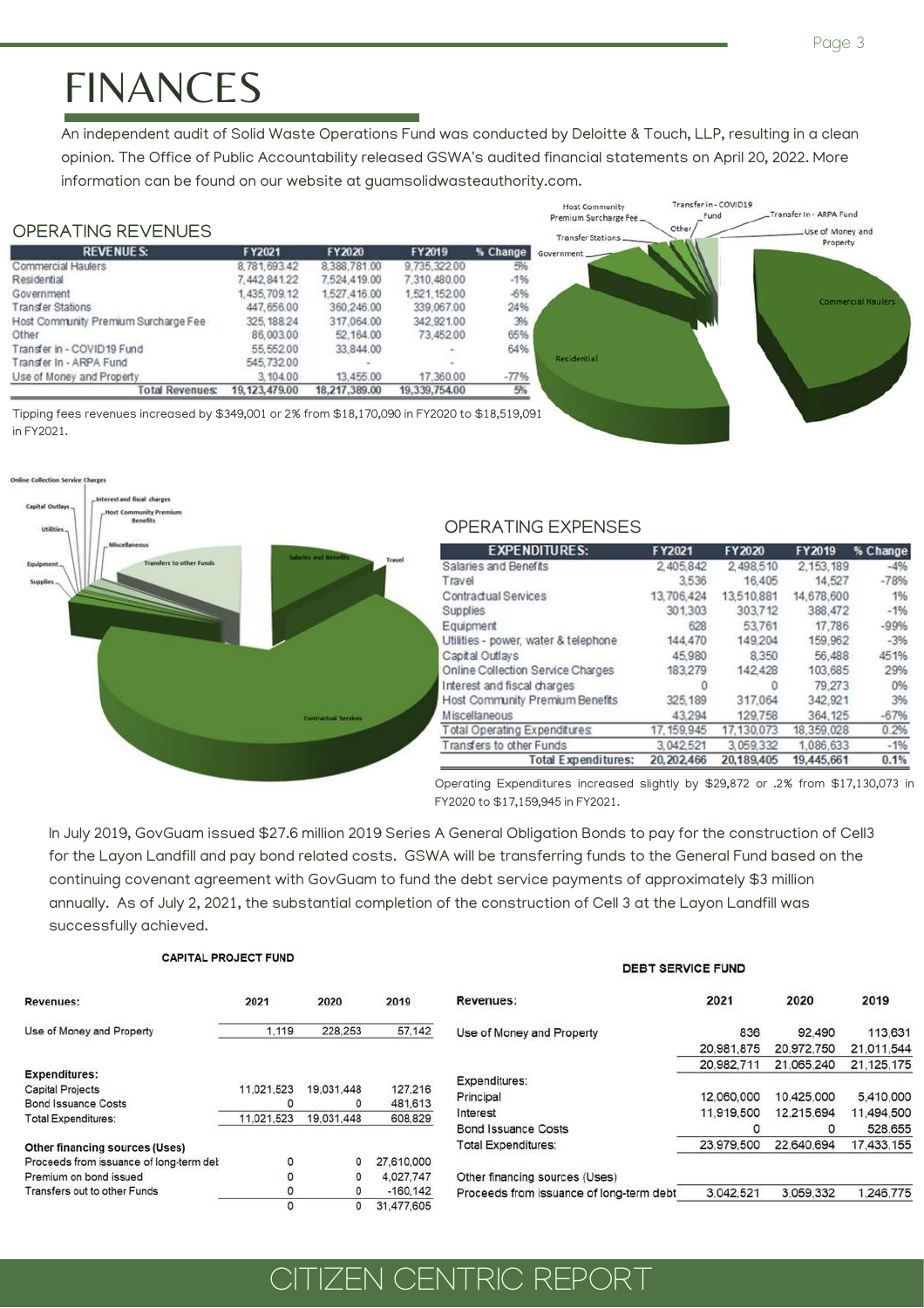# FINANCES

An independent audit of Solid Waste Operations Fund was conducted by Deloitte & Touch, LLP, resulting in a clean opinion. The Office of Public Accountability released GSWA's audited financial statements on April 20, 2022. More information can be found on our website at guamsolidwasteauthority.com.

## OPERATING REVENUES

| REVENUES: | FY2021 | FY2020 | FY2019 | % Change |
|---|---|---|---|---|
| Commercial Haulers | 8,781,693.42 | 8,388,781.00 | 9,735,322.00 | 5% |
| Residential | 7,442,841.22 | 7,524,419.00 | 7,310,480.00 | -1% |
| Government | 1,435,709.12 | 1,527,416.00 | 1,521,152.00 | -6% |
| Transfer Stations | 447,656.00 | 360,246.00 | 339,067.00 | 24% |
| Host Community Premium Surcharge Fee | 325,188.24 | 317,064.00 | 342,921.00 | 3% |
| Other | 86,003.00 | 52,164.00 | 73,452.00 | 65% |
| Transfer in - COVID19 Fund | 55,552.00 | 33,844.00 | - | 64% |
| Transfer In - ARPA Fund | 545,732.00 | - | - | |
| Use of Money and Property | 3,104.00 | 13,455.00 | 17,360.00 | -77% |
| Total Revenues: | 19,123,479.00 | 18,217,389.00 | 19,339,754.00 | 5% |

Host Community Premium Surcharge Fee
Transfer in - COVID19 Fund
Transfer In - ARPA Fund
Other
Use of Money and Property
Transfer Stations
Government
Commercial Haulers
Residential

Tipping fees revenues increased by $349,001 or 2% from $18,170,090 in FY2020 to $18,519,091 in FY2021.

Online Collection Service Charges
Interest and fiscal charges
Capital Outlays
Host Community Premium Benefits
Utilities
Miscellaneous
Equipment
Transfers to other Funds
Salaries and Benefits
Travel
Supplies
Contractual Services

## OPERATING EXPENSES

| EXPENDITURES: | FY2021 | FY2020 | FY2019 | % Change |
|---|---|---|---|---|
| Salaries and Benefits | 2,405,842 | 2,498,510 | 2,153,189 | -4% |
| Travel | 3,536 | 16,405 | 14,527 | -78% |
| Contractual Services | 13,706,424 | 13,510,881 | 14,678,600 | 1% |
| Supplies | 301,303 | 303,712 | 388,472 | -1% |
| Equipment | 628 | 53,761 | 17,786 | -99% |
| Utilities - power, water & telephone | 144,470 | 149,204 | 159,962 | -3% |
| Capital Outlays | 45,980 | 8,350 | 56,488 | 451% |
| Online Collection Service Charges | 183,279 | 142,428 | 103,685 | 29% |
| Interest and fiscal charges | 0 | 0 | 79,273 | 0% |
| Host Community Premium Benefits | 325,189 | 317,064 | 342,921 | 3% |
| Miscellaneous | 43,294 | 129,758 | 364,125 | -67% |
| Total Operating Expenditures | 17,159,945 | 17,130,073 | 18,359,028 | 0.2% |
| Transfers to other Funds | 3,042,521 | 3,059,332 | 1,086,633 | -1% |
| Total Expenditures: | 20,202,466 | 20,189,405 | 19,445,661 | 0.1% |

Operating Expenditures increased slightly by $29,872 or .2% from $17,130,073 in FY2020 to $17,159,945 in FY2021.

In July 2019, GovGuam issued $27.6 million 2019 Series A General Obligation Bonds to pay for the construction of Cell3 for the Layon Landfill and pay bond related costs. GSWA will be transferring funds to the General Fund based on the continuing covenant agreement with GovGuam to fund the debt service payments of approximately $3 million annually. As of July 2, 2021, the substantial completion of the construction of Cell 3 at the Layon Landfill was successfully achieved.

### CAPITAL PROJECT FUND

| Revenues: | 2021 | 2020 | 2019 |
|---|---|---|---|
| Use of Money and Property | 1,119 | 228,253 | 57,142 |
| **Expenditures:** | | | |
| Capital Projects | 11,021,523 | 19,031,448 | 127,216 |
| Bond Issuance Costs | 0 | 0 | 481,613 |
| Total Expenditures: | 11,021,523 | 19,031,448 | 608,829 |
| **Other financing sources (Uses)** | | | |
| Proceeds from issuance of long-term det | 0 | 0 | 27,610,000 |
| Premium on bond issued | 0 | 0 | 4,027,747 |
| Transfers out to other Funds | 0 | 0 | -160,142 |
| | 0 | 0 | 31,477,605 |

### DEBT SERVICE FUND

| Revenues: | 2021 | 2020 | 2019 |
|---|---|---|---|
| Use of Money and Property | 836 | 92,490 | 113,631 |
| | 20,981,875 | 20,972,750 | 21,011,544 |
| | 20,982,711 | 21,065,240 | 21,125,175 |
| Expenditures: | | | |
| Principal | 12,060,000 | 10,425,000 | 5,410,000 |
| Interest | 11,919,500 | 12,215,694 | 11,494,500 |
| Bond Issuance Costs | 0 | 0 | 528,655 |
| Total Expenditures: | 23,979,500 | 22,640,694 | 17,433,155 |
| Other financing sources (Uses) | | | |
| Proceeds from issuance of long-term debt | 3,042,521 | 3,059,332 | 1,246,775 |

CITIZEN CENTRIC REPORT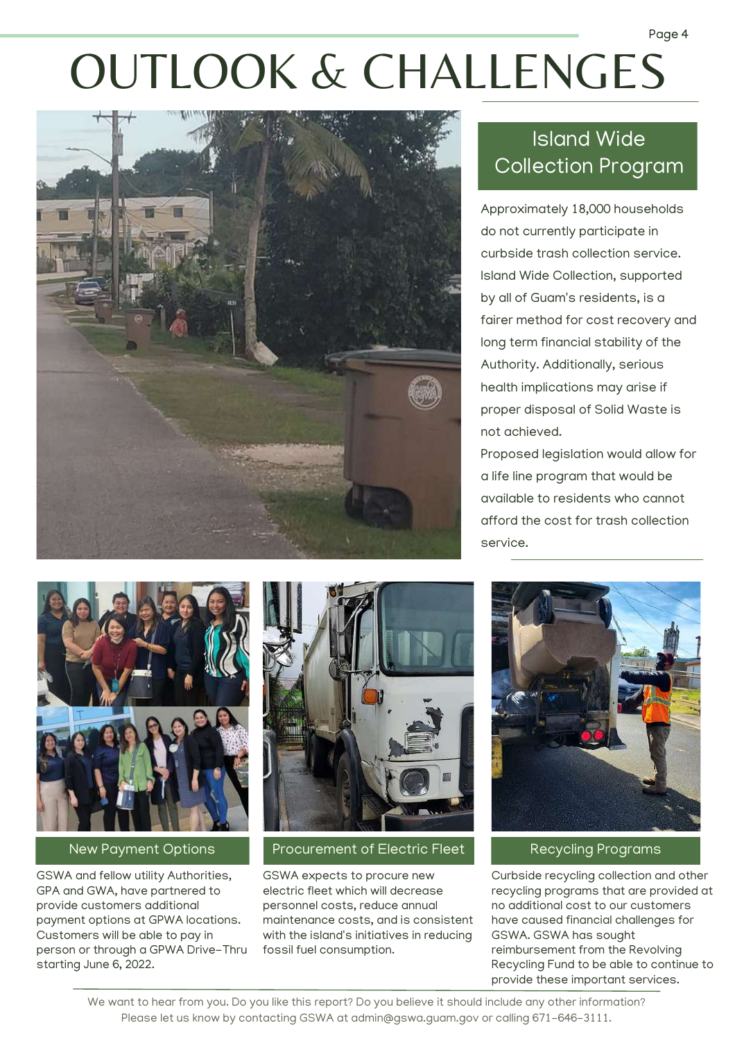# OUTLOOK & CHALLENGES

## Island Wide Collection Program

Approximately 18,000 households do not currently participate in curbside trash collection service. Island Wide Collection, supported by all of Guam's residents, is a fairer method for cost recovery and long term financial stability of the Authority. Additionally, serious health implications may arise if proper disposal of Solid Waste is not achieved.

Proposed legislation would allow for a life line program that would be available to residents who cannot afford the cost for trash collection service.

## New Payment Options

GSWA and fellow utility Authorities, GPA and GWA, have partnered to provide customers additional payment options at GPWA locations. Customers will be able to pay in person or through a GPWA Drive-Thru starting June 6, 2022.

## Procurement of Electric Fleet

GSWA expects to procure new electric fleet which will decrease personnel costs, reduce annual maintenance costs, and is consistent with the island's initiatives in reducing fossil fuel consumption.

## Recycling Programs

Curbside recycling collection and other recycling programs that are provided at no additional cost to our customers have caused financial challenges for GSWA. GSWA has sought reimbursement from the Revolving Recycling Fund to be able to continue to provide these important services.

We want to hear from you. Do you like this report? Do you believe it should include any other information? Please let us know by contacting GSWA at admin@gswa.guam.gov or calling 671-646-3111.